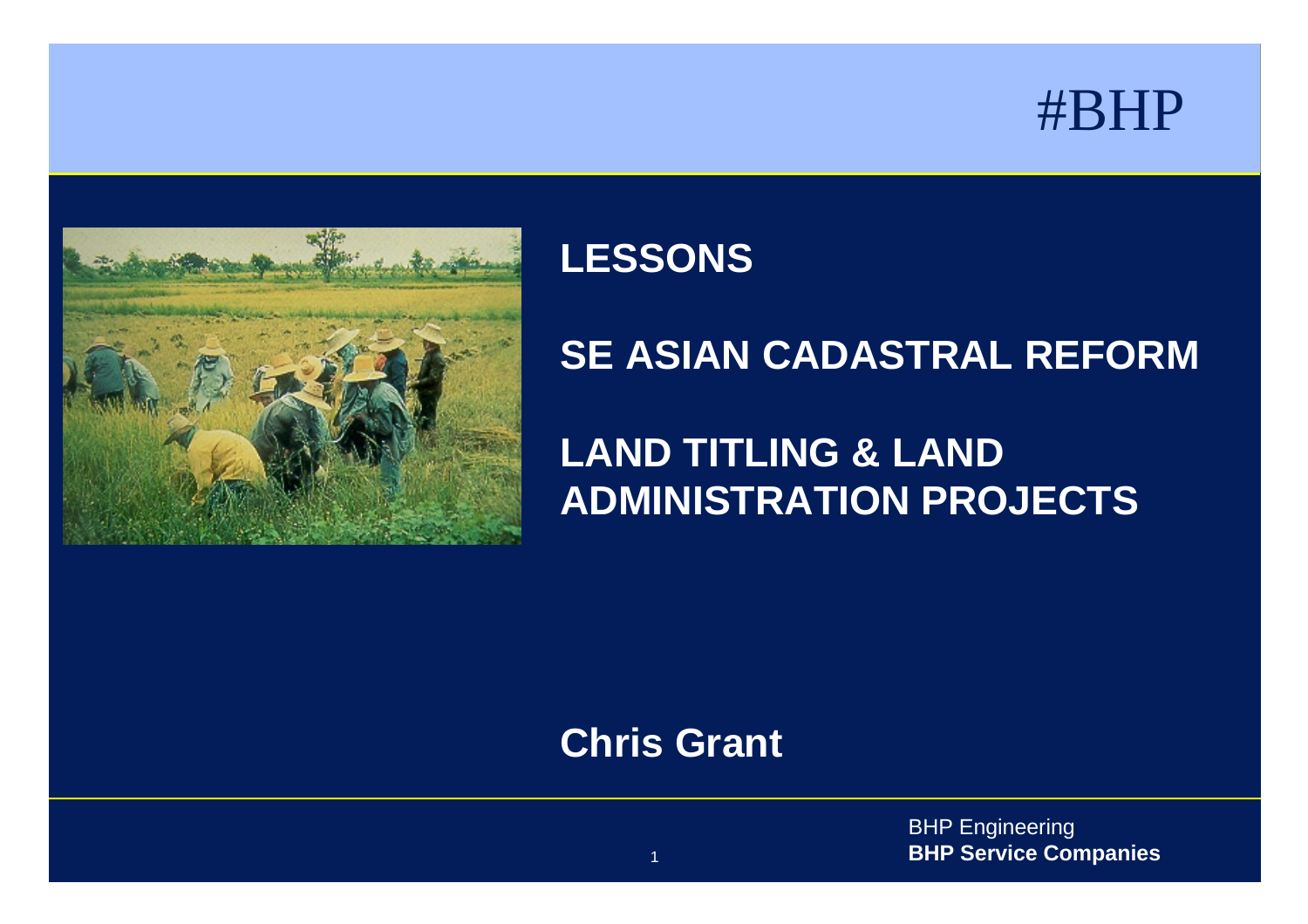#BHP

# LESSONS

# SE ASIAN CADASTRAL REFORM

# LAND TITLING & LAND ADMINISTRATION PROJECTS

**Chris Grant**

BHP Engineering
**BHP Service Companies**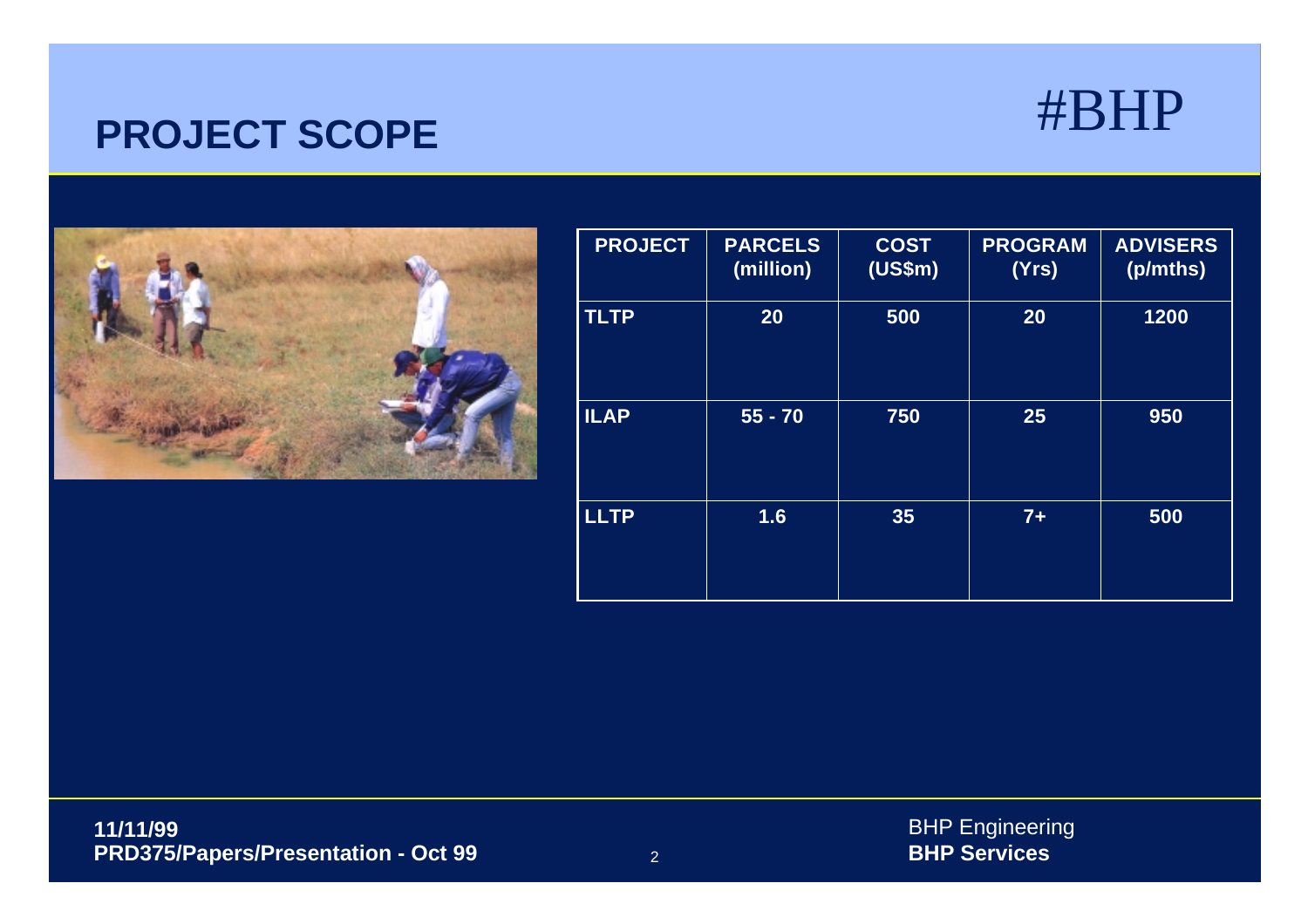# PROJECT SCOPE

#BHP

| PROJECT | PARCELS (million) | COST (US$m) | PROGRAM (Yrs) | ADVISERS (p/mths) |
|---|---|---|---|---|
| TLTP | 20 | 500 | 20 | 1200 |
| ILAP | 55 - 70 | 750 | 25 | 950 |
| LLTP | 1.6 | 35 | 7+ | 500 |

**11/11/99**
**PRD375/Papers/Presentation - Oct 99**

BHP Engineering
**BHP Services**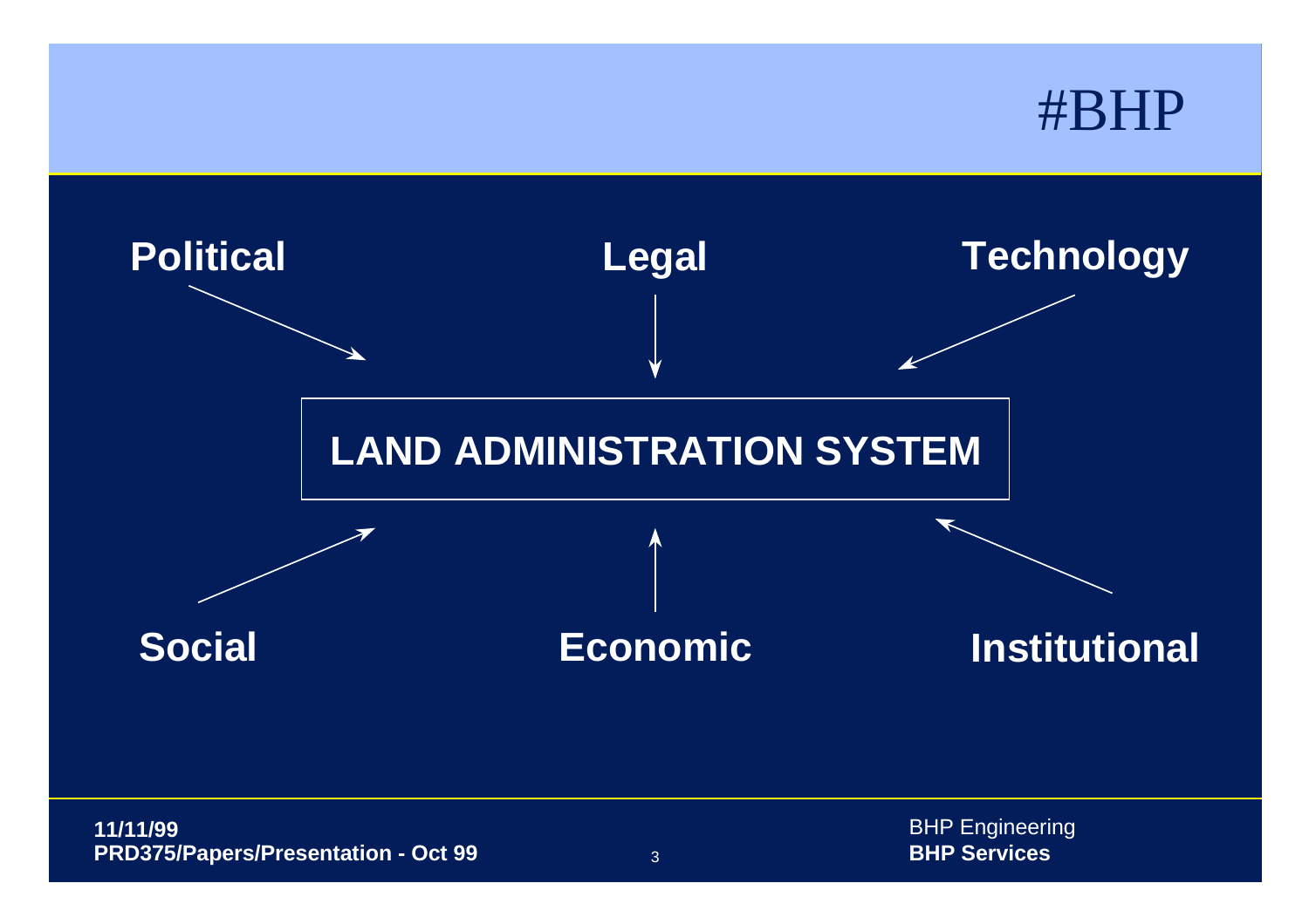Political

Legal

Technology

**LAND ADMINISTRATION SYSTEM**

Social

Economic

Institutional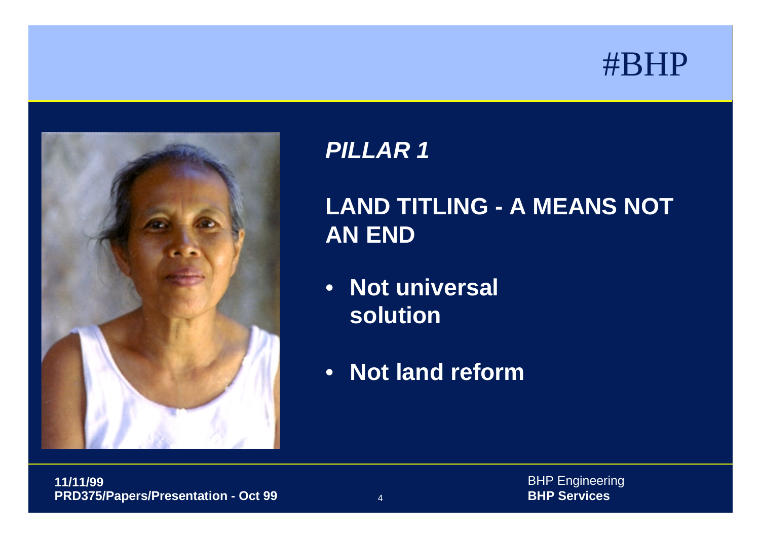## *PILLAR 1*

## LAND TITLING - A MEANS NOT AN END

- **Not universal solution**
- **Not land reform**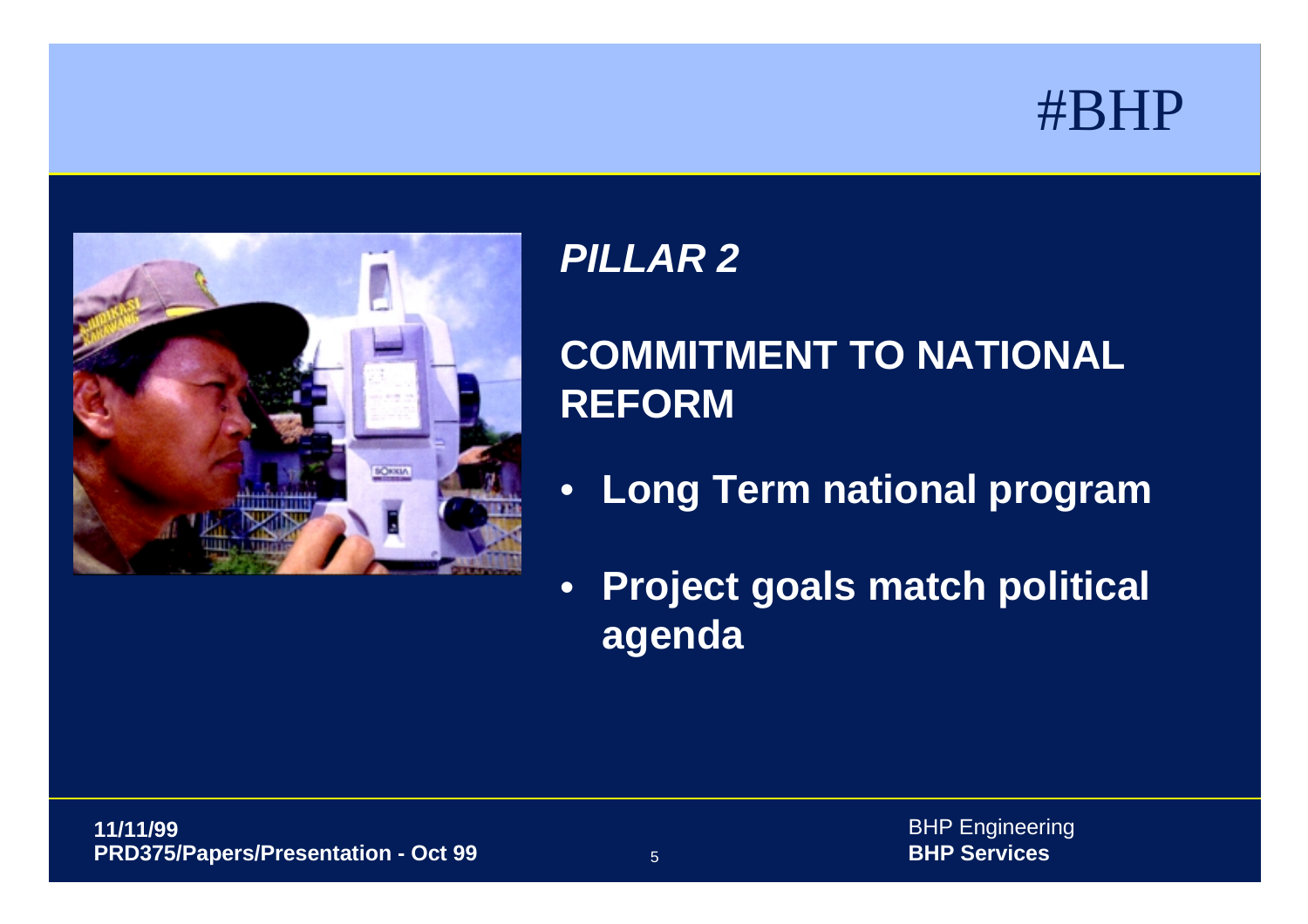## *PILLAR 2*

## COMMITMENT TO NATIONAL REFORM

- **Long Term national program**
- **Project goals match political agenda**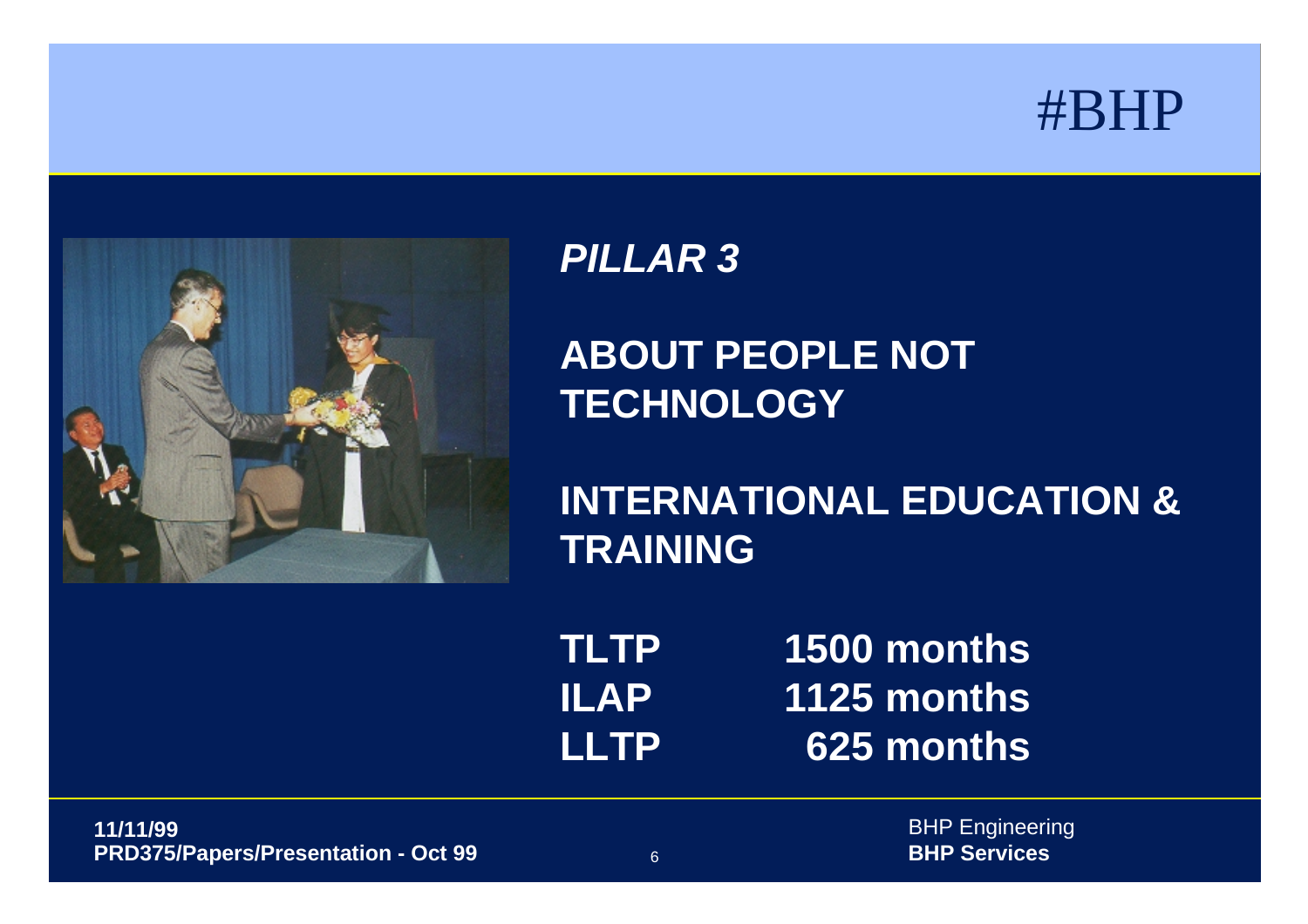#BHP

***PILLAR 3***

**ABOUT PEOPLE NOT TECHNOLOGY**

**INTERNATIONAL EDUCATION & TRAINING**

| | |
|---|---|
| **TLTP** | **1500 months** |
| **ILAP** | **1125 months** |
| **LLTP** | **625 months** |

**11/11/99**
**PRD375/Papers/Presentation - Oct 99**

BHP Engineering
**BHP Services**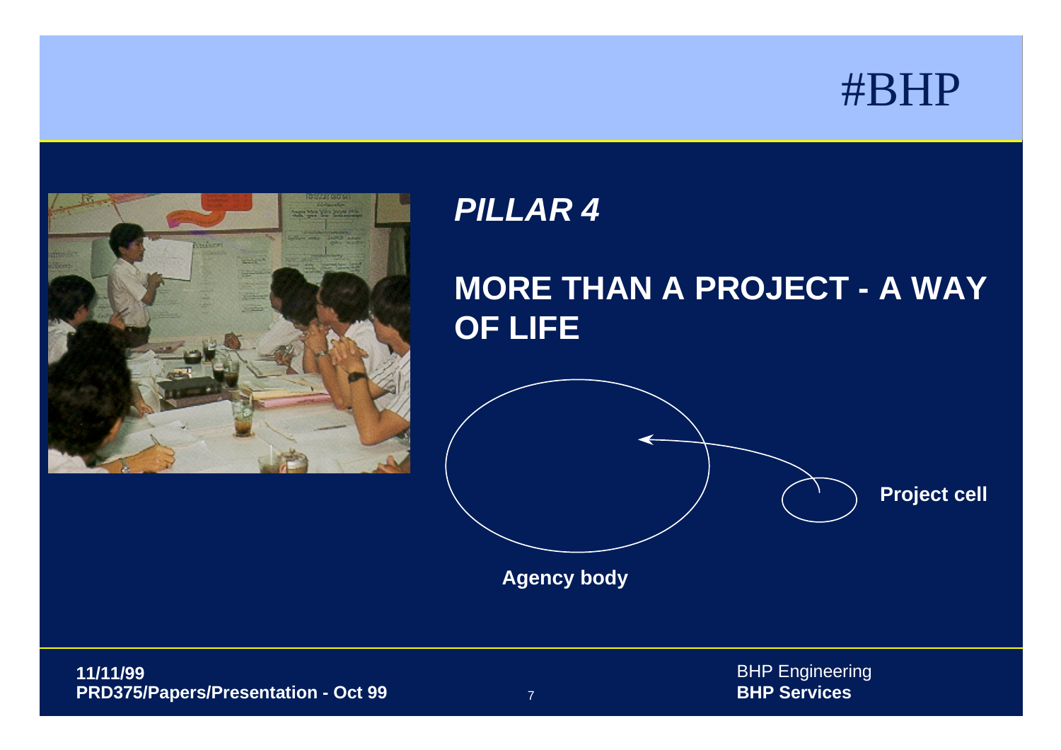*PILLAR 4*

## MORE THAN A PROJECT - A WAY OF LIFE

**Project cell**

**Agency body**

11/11/99
**PRD375/Papers/Presentation - Oct 99**

BHP Engineering
**BHP Services**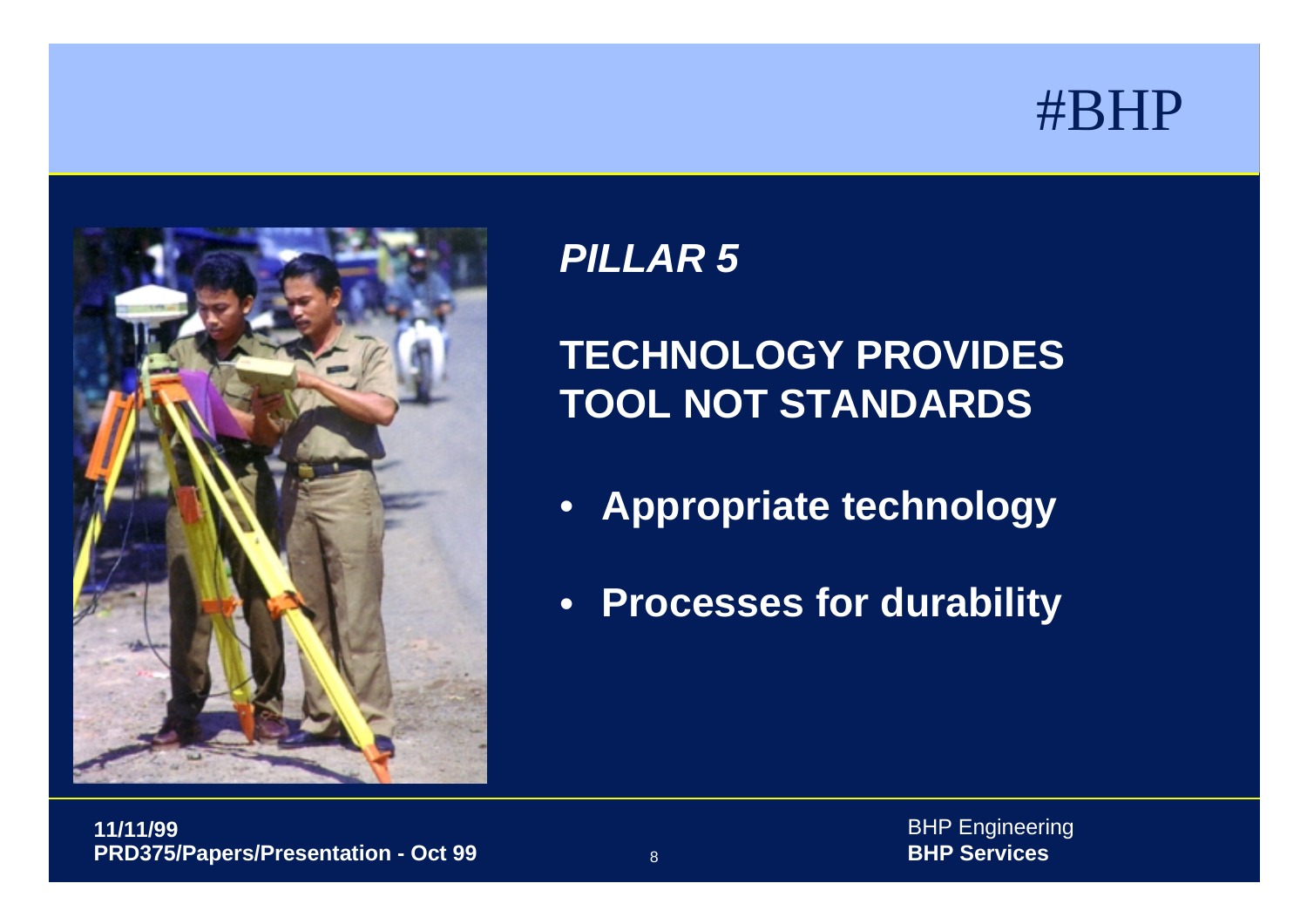#BHP

## *PILLAR 5*

## TECHNOLOGY PROVIDES TOOL NOT STANDARDS

- **Appropriate technology**
- **Processes for durability**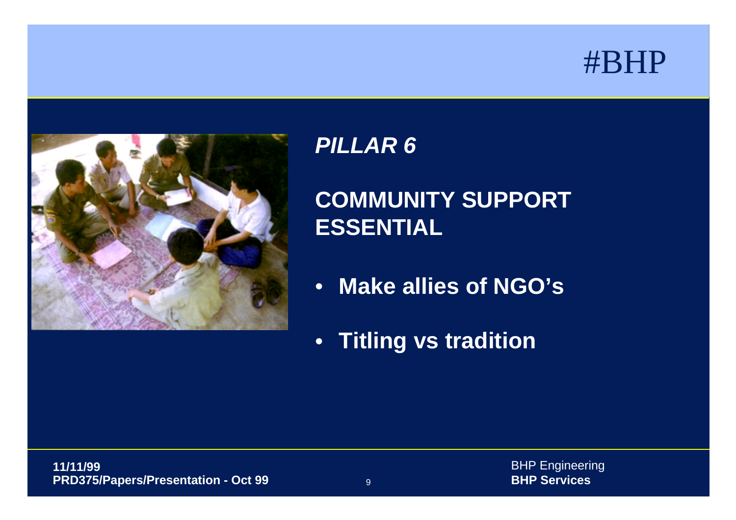## *PILLAR 6*

## COMMUNITY SUPPORT ESSENTIAL

- **Make allies of NGO's**
- **Titling vs tradition**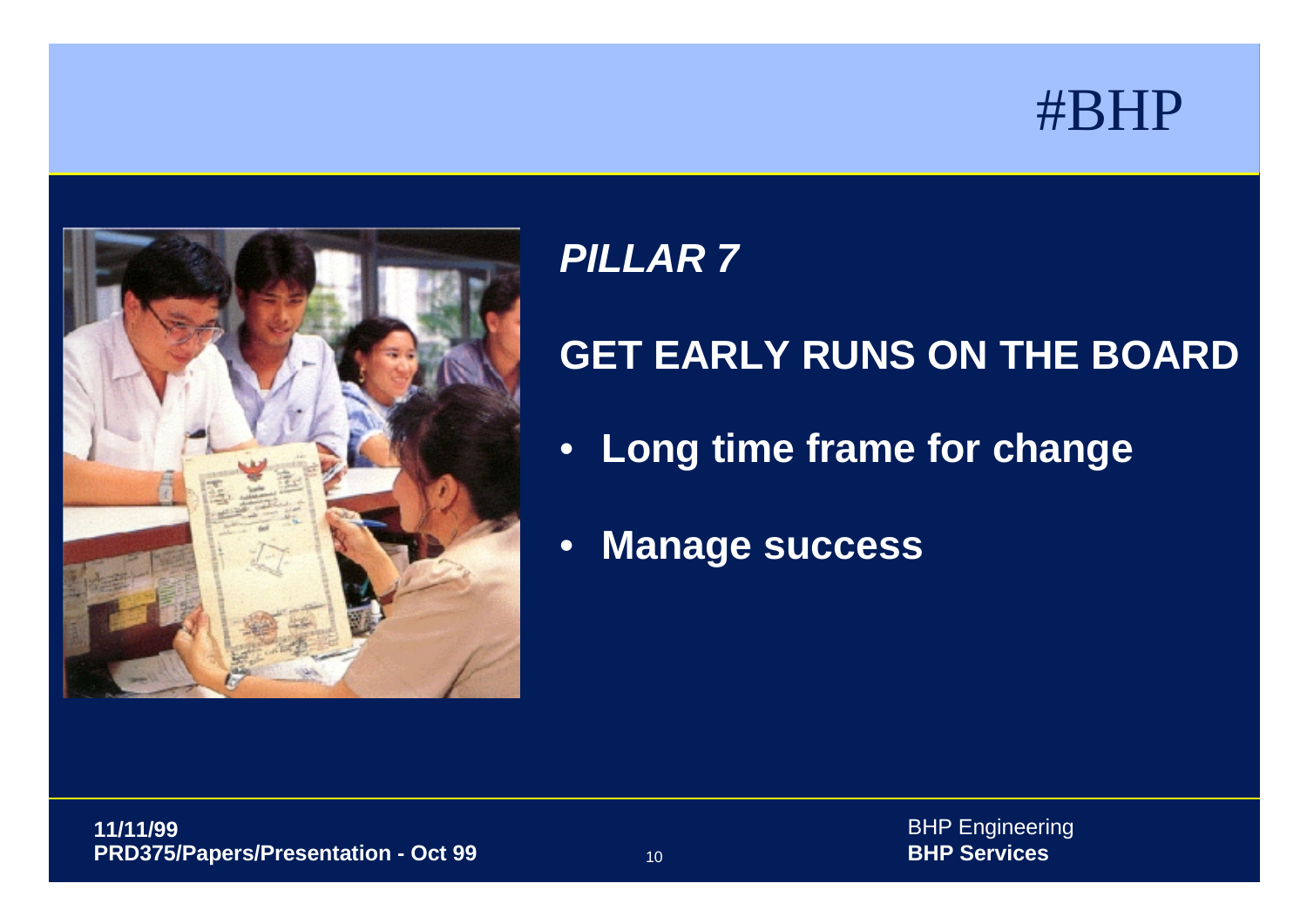# #BHP

***PILLAR 7***

## GET EARLY RUNS ON THE BOARD

- **Long time frame for change**
- **Manage success**

**11/11/99**
**PRD375/Papers/Presentation - Oct 99**

BHP Engineering
**BHP Services**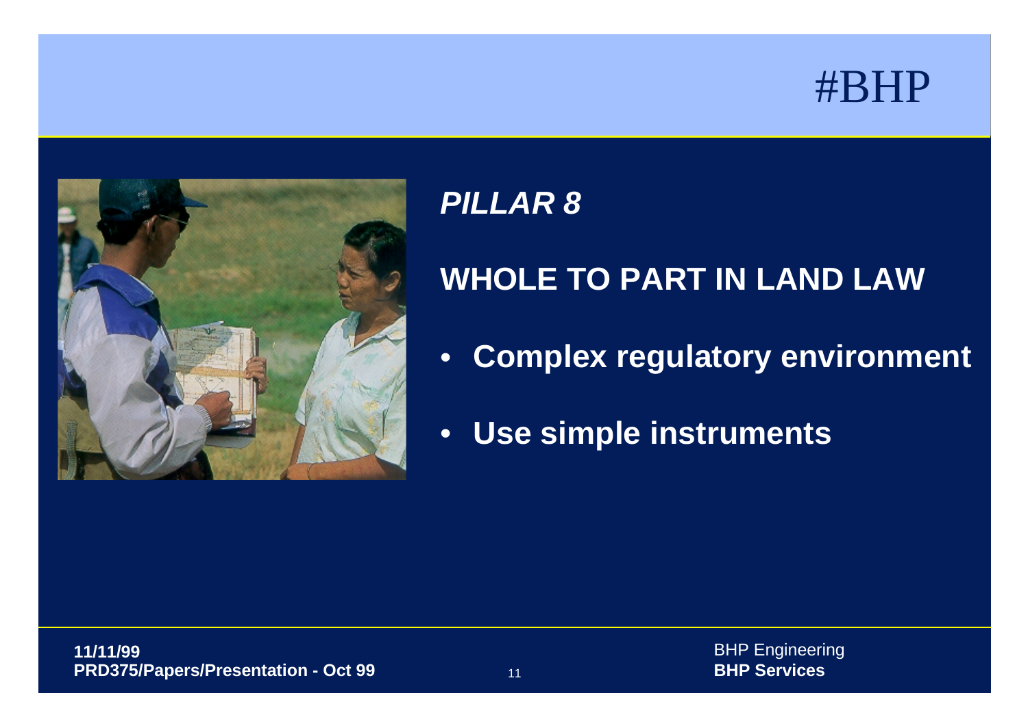*PILLAR 8*

## WHOLE TO PART IN LAND LAW

- **Complex regulatory environment**
- **Use simple instruments**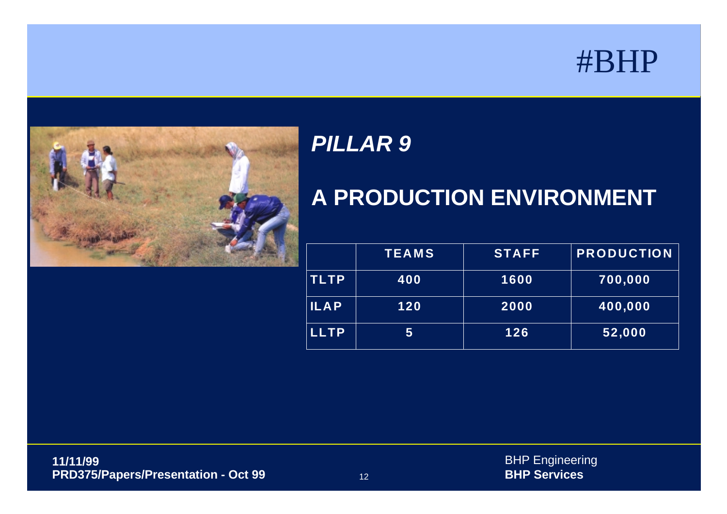*PILLAR 9*

## A PRODUCTION ENVIRONMENT

| | TEAMS | STAFF | PRODUCTION |
|---|---|---|---|
| TLTP | 400 | 1600 | 700,000 |
| ILAP | 120 | 2000 | 400,000 |
| LLTP | 5 | 126 | 52,000 |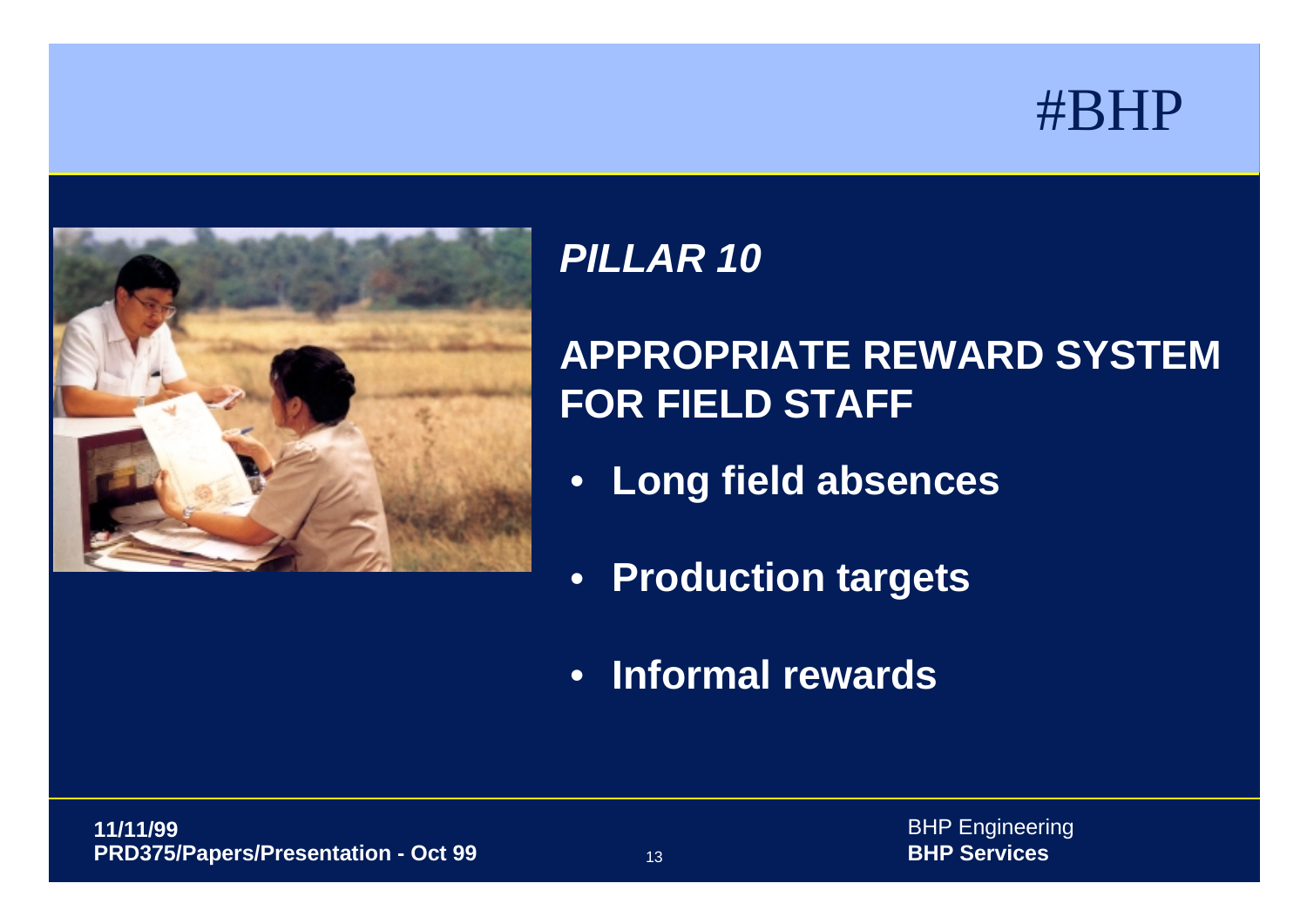#BHP

## *PILLAR 10*

## APPROPRIATE REWARD SYSTEM FOR FIELD STAFF

- **Long field absences**
- **Production targets**
- **Informal rewards**